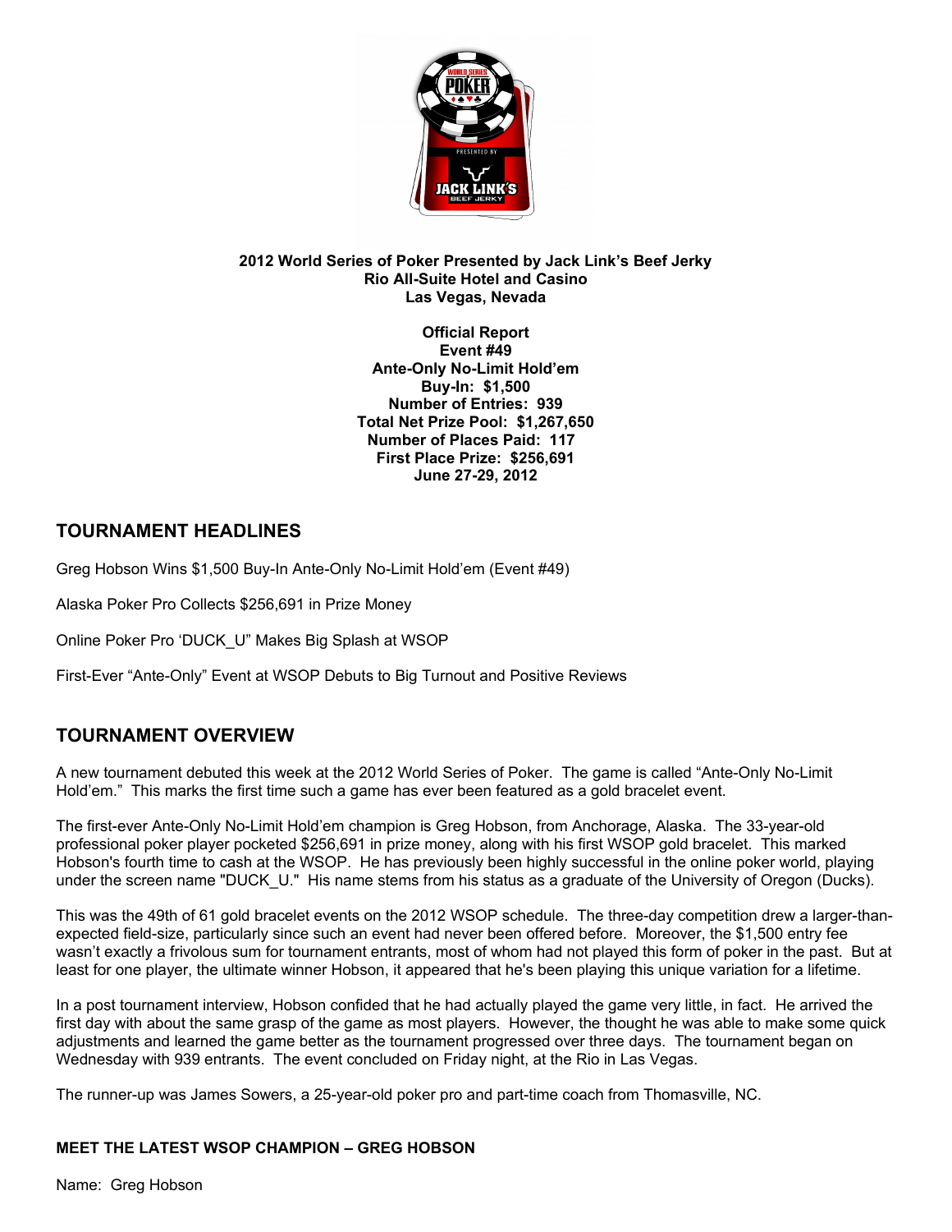**2012 World Series of Poker Presented by Jack Link's Beef Jerky**
**Rio All-Suite Hotel and Casino**
**Las Vegas, Nevada**

**Official Report**
**Event #49**
**Ante-Only No-Limit Hold'em**
**Buy-In: $1,500**
**Number of Entries: 939**
**Total Net Prize Pool: $1,267,650**
**Number of Places Paid: 117**
**First Place Prize: $256,691**
**June 27-29, 2012**

## TOURNAMENT HEADLINES

Greg Hobson Wins $1,500 Buy-In Ante-Only No-Limit Hold'em (Event #49)

Alaska Poker Pro Collects $256,691 in Prize Money

Online Poker Pro 'DUCK_U" Makes Big Splash at WSOP

First-Ever "Ante-Only" Event at WSOP Debuts to Big Turnout and Positive Reviews

## TOURNAMENT OVERVIEW

A new tournament debuted this week at the 2012 World Series of Poker. The game is called "Ante-Only No-Limit Hold'em." This marks the first time such a game has ever been featured as a gold bracelet event.

The first-ever Ante-Only No-Limit Hold'em champion is Greg Hobson, from Anchorage, Alaska. The 33-year-old professional poker player pocketed $256,691 in prize money, along with his first WSOP gold bracelet. This marked Hobson's fourth time to cash at the WSOP. He has previously been highly successful in the online poker world, playing under the screen name "DUCK_U." His name stems from his status as a graduate of the University of Oregon (Ducks).

This was the 49th of 61 gold bracelet events on the 2012 WSOP schedule. The three-day competition drew a larger-than-expected field-size, particularly since such an event had never been offered before. Moreover, the $1,500 entry fee wasn't exactly a frivolous sum for tournament entrants, most of whom had not played this form of poker in the past. But at least for one player, the ultimate winner Hobson, it appeared that he's been playing this unique variation for a lifetime.

In a post tournament interview, Hobson confided that he had actually played the game very little, in fact. He arrived the first day with about the same grasp of the game as most players. However, the thought he was able to make some quick adjustments and learned the game better as the tournament progressed over three days. The tournament began on Wednesday with 939 entrants. The event concluded on Friday night, at the Rio in Las Vegas.

The runner-up was James Sowers, a 25-year-old poker pro and part-time coach from Thomasville, NC.

### MEET THE LATEST WSOP CHAMPION – GREG HOBSON

Name: Greg Hobson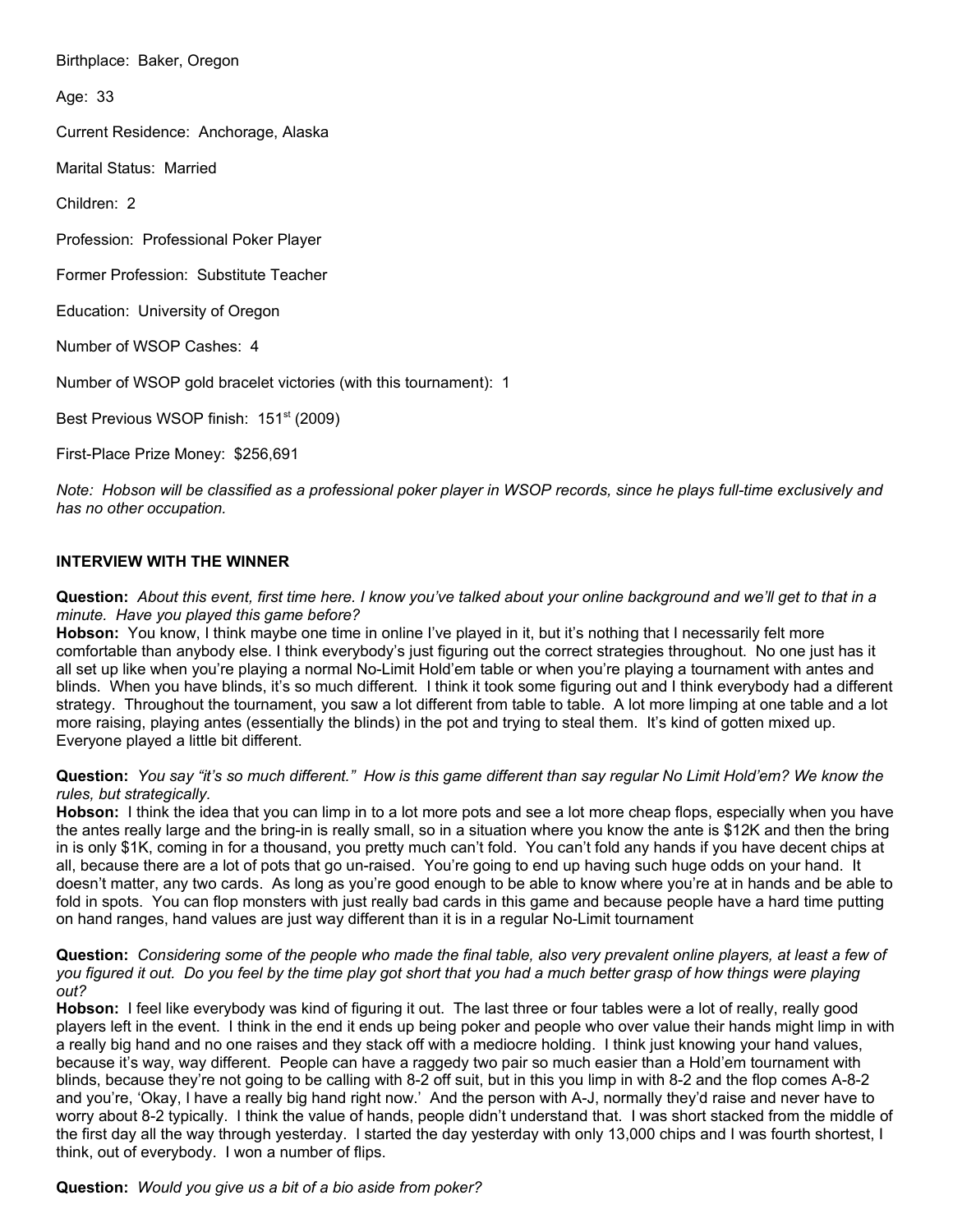Birthplace: Baker, Oregon

Age: 33

Current Residence: Anchorage, Alaska

Marital Status: Married

Children: 2

Profession: Professional Poker Player

Former Profession: Substitute Teacher

Education: University of Oregon

Number of WSOP Cashes: 4

Number of WSOP gold bracelet victories (with this tournament): 1

Best Previous WSOP finish: 151st (2009)

First-Place Prize Money: $256,691

*Note: Hobson will be classified as a professional poker player in WSOP records, since he plays full-time exclusively and has no other occupation.*

### INTERVIEW WITH THE WINNER

**Question:** *About this event, first time here. I know you've talked about your online background and we'll get to that in a minute. Have you played this game before?*
**Hobson:** You know, I think maybe one time in online I've played in it, but it's nothing that I necessarily felt more comfortable than anybody else. I think everybody's just figuring out the correct strategies throughout. No one just has it all set up like when you're playing a normal No-Limit Hold'em table or when you're playing a tournament with antes and blinds. When you have blinds, it's so much different. I think it took some figuring out and I think everybody had a different strategy. Throughout the tournament, you saw a lot different from table to table. A lot more limping at one table and a lot more raising, playing antes (essentially the blinds) in the pot and trying to steal them. It's kind of gotten mixed up. Everyone played a little bit different.

**Question:** *You say "it's so much different." How is this game different than say regular No Limit Hold'em? We know the rules, but strategically.*
**Hobson:** I think the idea that you can limp in to a lot more pots and see a lot more cheap flops, especially when you have the antes really large and the bring-in is really small, so in a situation where you know the ante is $12K and then the bring in is only $1K, coming in for a thousand, you pretty much can't fold. You can't fold any hands if you have decent chips at all, because there are a lot of pots that go un-raised. You're going to end up having such huge odds on your hand. It doesn't matter, any two cards. As long as you're good enough to be able to know where you're at in hands and be able to fold in spots. You can flop monsters with just really bad cards in this game and because people have a hard time putting on hand ranges, hand values are just way different than it is in a regular No-Limit tournament

**Question:** *Considering some of the people who made the final table, also very prevalent online players, at least a few of you figured it out. Do you feel by the time play got short that you had a much better grasp of how things were playing out?*
**Hobson:** I feel like everybody was kind of figuring it out. The last three or four tables were a lot of really, really good players left in the event. I think in the end it ends up being poker and people who over value their hands might limp in with a really big hand and no one raises and they stack off with a mediocre holding. I think just knowing your hand values, because it's way, way different. People can have a raggedy two pair so much easier than a Hold'em tournament with blinds, because they're not going to be calling with 8-2 off suit, but in this you limp in with 8-2 and the flop comes A-8-2 and you're, 'Okay, I have a really big hand right now.' And the person with A-J, normally they'd raise and never have to worry about 8-2 typically. I think the value of hands, people didn't understand that. I was short stacked from the middle of the first day all the way through yesterday. I started the day yesterday with only 13,000 chips and I was fourth shortest, I think, out of everybody. I won a number of flips.

**Question:** *Would you give us a bit of a bio aside from poker?*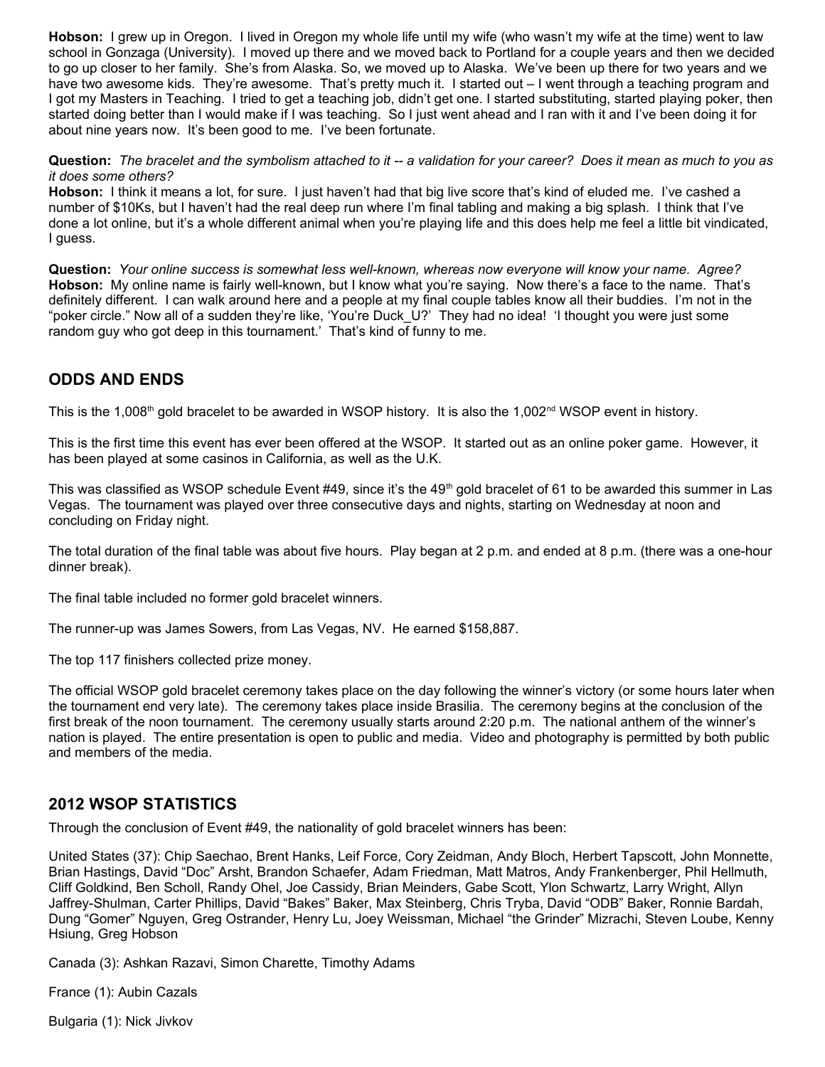**Hobson:** I grew up in Oregon. I lived in Oregon my whole life until my wife (who wasn't my wife at the time) went to law school in Gonzaga (University). I moved up there and we moved back to Portland for a couple years and then we decided to go up closer to her family. She's from Alaska. So, we moved up to Alaska. We've been up there for two years and we have two awesome kids. They're awesome. That's pretty much it. I started out – I went through a teaching program and I got my Masters in Teaching. I tried to get a teaching job, didn't get one. I started substituting, started playing poker, then started doing better than I would make if I was teaching. So I just went ahead and I ran with it and I've been doing it for about nine years now. It's been good to me. I've been fortunate.

**Question:** *The bracelet and the symbolism attached to it -- a validation for your career? Does it mean as much to you as it does some others?*
**Hobson:** I think it means a lot, for sure. I just haven't had that big live score that's kind of eluded me. I've cashed a number of $10Ks, but I haven't had the real deep run where I'm final tabling and making a big splash. I think that I've done a lot online, but it's a whole different animal when you're playing life and this does help me feel a little bit vindicated, I guess.

**Question:** *Your online success is somewhat less well-known, whereas now everyone will know your name. Agree?*
**Hobson:** My online name is fairly well-known, but I know what you're saying. Now there's a face to the name. That's definitely different. I can walk around here and a people at my final couple tables know all their buddies. I'm not in the "poker circle." Now all of a sudden they're like, 'You're Duck_U?' They had no idea! 'I thought you were just some random guy who got deep in this tournament.' That's kind of funny to me.

## ODDS AND ENDS

This is the 1,008th gold bracelet to be awarded in WSOP history. It is also the 1,002nd WSOP event in history.

This is the first time this event has ever been offered at the WSOP. It started out as an online poker game. However, it has been played at some casinos in California, as well as the U.K.

This was classified as WSOP schedule Event #49, since it's the 49th gold bracelet of 61 to be awarded this summer in Las Vegas. The tournament was played over three consecutive days and nights, starting on Wednesday at noon and concluding on Friday night.

The total duration of the final table was about five hours. Play began at 2 p.m. and ended at 8 p.m. (there was a one-hour dinner break).

The final table included no former gold bracelet winners.

The runner-up was James Sowers, from Las Vegas, NV. He earned $158,887.

The top 117 finishers collected prize money.

The official WSOP gold bracelet ceremony takes place on the day following the winner's victory (or some hours later when the tournament end very late). The ceremony takes place inside Brasilia. The ceremony begins at the conclusion of the first break of the noon tournament. The ceremony usually starts around 2:20 p.m. The national anthem of the winner's nation is played. The entire presentation is open to public and media. Video and photography is permitted by both public and members of the media.

## 2012 WSOP STATISTICS

Through the conclusion of Event #49, the nationality of gold bracelet winners has been:

United States (37): Chip Saechao, Brent Hanks, Leif Force, Cory Zeidman, Andy Bloch, Herbert Tapscott, John Monnette, Brian Hastings, David "Doc" Arsht, Brandon Schaefer, Adam Friedman, Matt Matros, Andy Frankenberger, Phil Hellmuth, Cliff Goldkind, Ben Scholl, Randy Ohel, Joe Cassidy, Brian Meinders, Gabe Scott, Ylon Schwartz, Larry Wright, Allyn Jaffrey-Shulman, Carter Phillips, David "Bakes" Baker, Max Steinberg, Chris Tryba, David "ODB" Baker, Ronnie Bardah, Dung "Gomer" Nguyen, Greg Ostrander, Henry Lu, Joey Weissman, Michael "the Grinder" Mizrachi, Steven Loube, Kenny Hsiung, Greg Hobson

Canada (3): Ashkan Razavi, Simon Charette, Timothy Adams

France (1): Aubin Cazals

Bulgaria (1): Nick Jivkov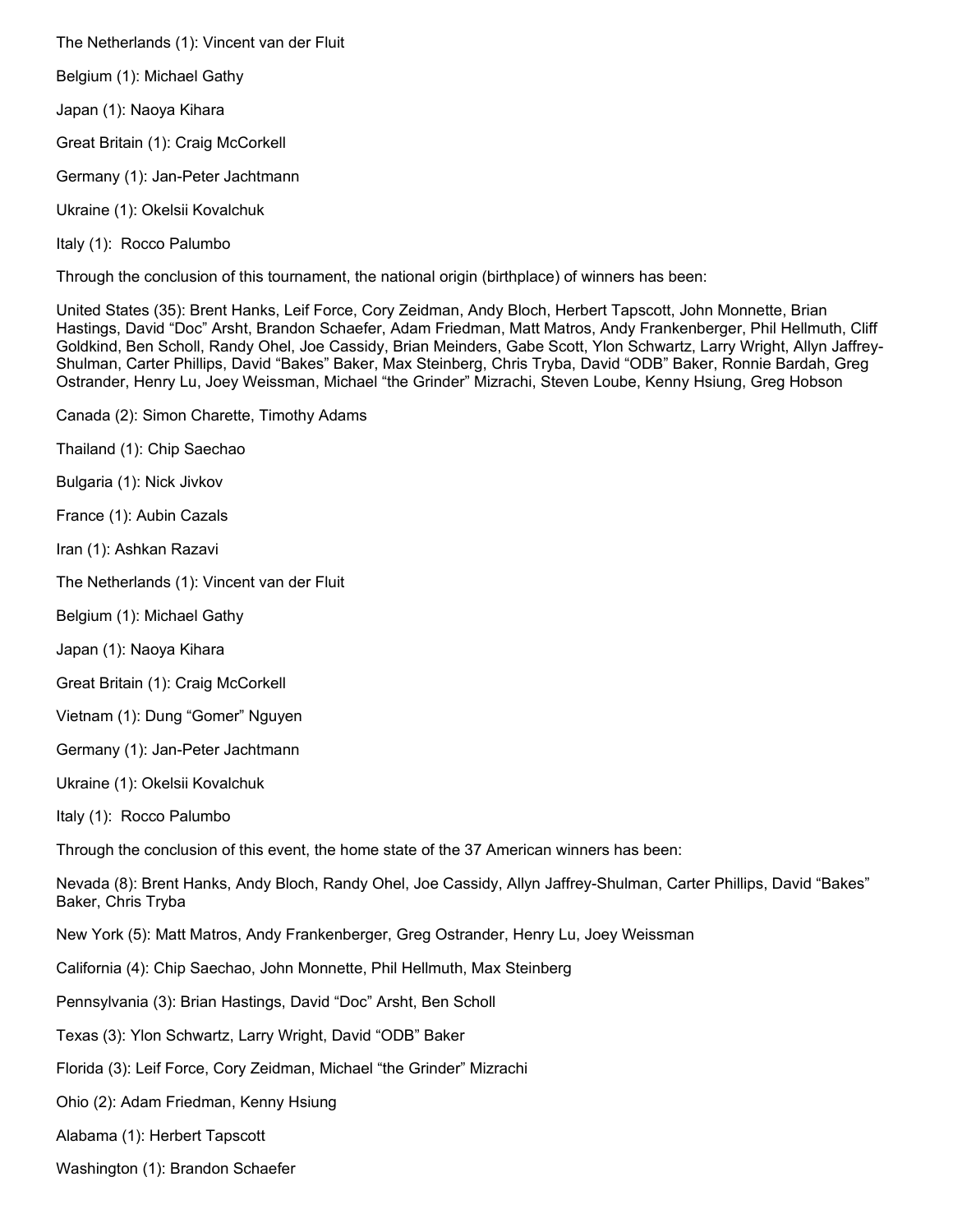The Netherlands (1): Vincent van der Fluit

Belgium (1): Michael Gathy

Japan (1): Naoya Kihara

Great Britain (1): Craig McCorkell

Germany (1): Jan-Peter Jachtmann

Ukraine (1): Okelsii Kovalchuk

Italy (1):  Rocco Palumbo

Through the conclusion of this tournament, the national origin (birthplace) of winners has been:

United States (35): Brent Hanks, Leif Force, Cory Zeidman, Andy Bloch, Herbert Tapscott, John Monnette, Brian Hastings, David "Doc" Arsht, Brandon Schaefer, Adam Friedman, Matt Matros, Andy Frankenberger, Phil Hellmuth, Cliff Goldkind, Ben Scholl, Randy Ohel, Joe Cassidy, Brian Meinders, Gabe Scott, Ylon Schwartz, Larry Wright, Allyn Jaffrey-Shulman, Carter Phillips, David "Bakes" Baker, Max Steinberg, Chris Tryba, David "ODB" Baker, Ronnie Bardah, Greg Ostrander, Henry Lu, Joey Weissman, Michael "the Grinder" Mizrachi, Steven Loube, Kenny Hsiung, Greg Hobson

Canada (2): Simon Charette, Timothy Adams

Thailand (1): Chip Saechao

Bulgaria (1): Nick Jivkov

France (1): Aubin Cazals

Iran (1): Ashkan Razavi

The Netherlands (1): Vincent van der Fluit

Belgium (1): Michael Gathy

Japan (1): Naoya Kihara

Great Britain (1): Craig McCorkell

Vietnam (1): Dung "Gomer" Nguyen

Germany (1): Jan-Peter Jachtmann

Ukraine (1): Okelsii Kovalchuk

Italy (1):  Rocco Palumbo

Through the conclusion of this event, the home state of the 37 American winners has been:

Nevada (8): Brent Hanks, Andy Bloch, Randy Ohel, Joe Cassidy, Allyn Jaffrey-Shulman, Carter Phillips, David "Bakes" Baker, Chris Tryba

New York (5): Matt Matros, Andy Frankenberger, Greg Ostrander, Henry Lu, Joey Weissman

California (4): Chip Saechao, John Monnette, Phil Hellmuth, Max Steinberg

Pennsylvania (3): Brian Hastings, David "Doc" Arsht, Ben Scholl

Texas (3): Ylon Schwartz, Larry Wright, David "ODB" Baker

Florida (3): Leif Force, Cory Zeidman, Michael "the Grinder" Mizrachi

Ohio (2): Adam Friedman, Kenny Hsiung

Alabama (1): Herbert Tapscott

Washington (1): Brandon Schaefer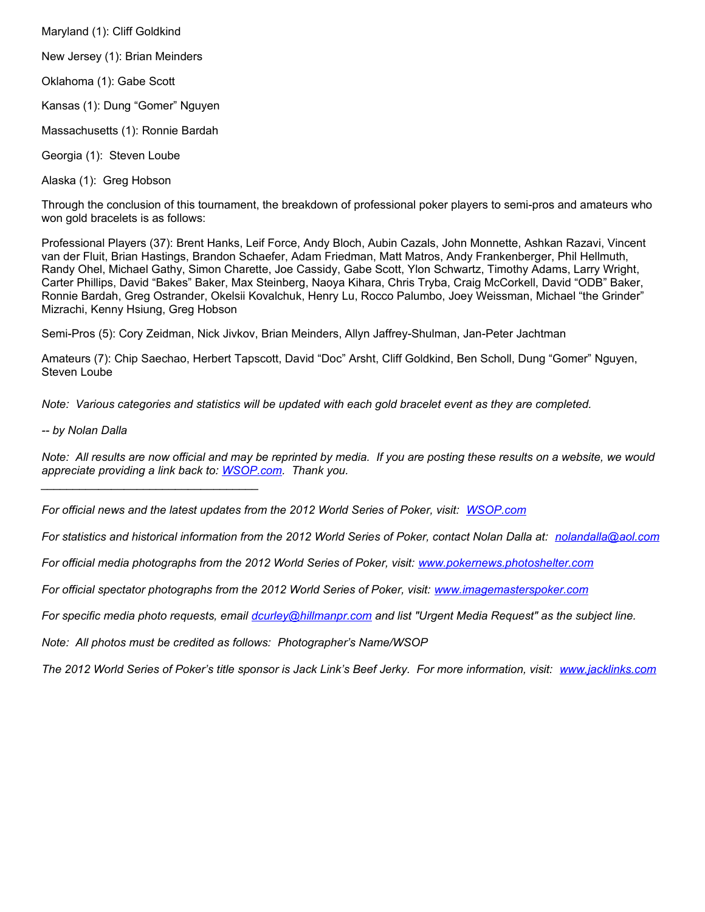Maryland (1): Cliff Goldkind

New Jersey (1): Brian Meinders

Oklahoma (1): Gabe Scott

Kansas (1): Dung “Gomer” Nguyen

Massachusetts (1): Ronnie Bardah

Georgia (1):  Steven Loube

Alaska (1):  Greg Hobson

Through the conclusion of this tournament, the breakdown of professional poker players to semi-pros and amateurs who won gold bracelets is as follows:

Professional Players (37): Brent Hanks, Leif Force, Andy Bloch, Aubin Cazals, John Monnette, Ashkan Razavi, Vincent van der Fluit, Brian Hastings, Brandon Schaefer, Adam Friedman, Matt Matros, Andy Frankenberger, Phil Hellmuth, Randy Ohel, Michael Gathy, Simon Charette, Joe Cassidy, Gabe Scott, Ylon Schwartz, Timothy Adams, Larry Wright, Carter Phillips, David “Bakes” Baker, Max Steinberg, Naoya Kihara, Chris Tryba, Craig McCorkell, David “ODB” Baker, Ronnie Bardah, Greg Ostrander, Okelsii Kovalchuk, Henry Lu, Rocco Palumbo, Joey Weissman, Michael “the Grinder” Mizrachi, Kenny Hsiung, Greg Hobson

Semi-Pros (5): Cory Zeidman, Nick Jivkov, Brian Meinders, Allyn Jaffrey-Shulman, Jan-Peter Jachtman

Amateurs (7): Chip Saechao, Herbert Tapscott, David “Doc” Arsht, Cliff Goldkind, Ben Scholl, Dung “Gomer” Nguyen, Steven Loube

*Note:  Various categories and statistics will be updated with each gold bracelet event as they are completed.*

*-- by Nolan Dalla*

*Note:  All results are now official and may be reprinted by media.  If you are posting these results on a website, we would appreciate providing a link back to: WSOP.com.  Thank you.*

---

*For official news and the latest updates from the 2012 World Series of Poker, visit:  WSOP.com*

*For statistics and historical information from the 2012 World Series of Poker, contact Nolan Dalla at:  nolandalla@aol.com*

*For official media photographs from the 2012 World Series of Poker, visit: www.pokernews.photoshelter.com*

*For official spectator photographs from the 2012 World Series of Poker, visit: www.imagemasterspoker.com*

*For specific media photo requests, email dcurley@hillmanpr.com and list "Urgent Media Request" as the subject line.*

*Note:  All photos must be credited as follows:  Photographer’s Name/WSOP*

*The 2012 World Series of Poker’s title sponsor is Jack Link’s Beef Jerky.  For more information, visit:  www.jacklinks.com*